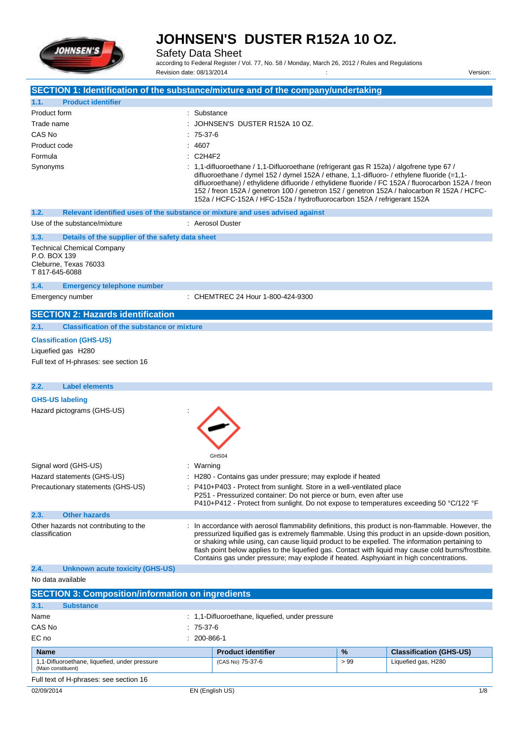# JOHNSEN'S DUSTER R152A 10 OZ.

Safety Data Sheet

according to Federal Register / Vol. 77, No. 58 / Monday, March 26, 2012 / Rules and Regulations

Revision date: 08/13/2014 : Version:

## SECTION 1: Identification of the substance/mixture and of the company/undertaking

### 1.1. Product identifier

Product form : Substance

Trade name : JOHNSEN'S DUSTER R152A 10 OZ.

CAS No : 75-37-6

Product code : 4607

Formula : C2H4F2

Synonyms : 1,1-difluoroethane / 1,1-Difluoroethane (refrigerant gas R 152a) / algofrene type 67 / difluoroethane / dymel 152 / dymel 152A / ethane, 1,1-difluoro- / ethylene fluoride (=1,1-difluoroethane) / ethylidene difluoride / ethylidene fluoride / FC 152A / fluorocarbon 152A / freon 152 / freon 152A / genetron 100 / genetron 152 / genetron 152A / halocarbon R 152A / HCFC-152a / HCFC-152A / HFC-152a / hydrofluorocarbon 152A / refrigerant 152A

### 1.2. Relevant identified uses of the substance or mixture and uses advised against

Use of the substance/mixture : Aerosol Duster

### 1.3. Details of the supplier of the safety data sheet

Technical Chemical Company
P.O. BOX 139
Cleburne, Texas 76033
T 817-645-6088

### 1.4. Emergency telephone number

Emergency number : CHEMTREC 24 Hour 1-800-424-9300

## SECTION 2: Hazards identification

### 2.1. Classification of the substance or mixture

**Classification (GHS-US)**

Liquefied gas H280

Full text of H-phrases: see section 16

### 2.2. Label elements

**GHS-US labeling**

Hazard pictograms (GHS-US) :

GHS04

Signal word (GHS-US) : Warning

Hazard statements (GHS-US) : H280 - Contains gas under pressure; may explode if heated

Precautionary statements (GHS-US) : P410+P403 - Protect from sunlight. Store in a well-ventilated place
P251 - Pressurized container: Do not pierce or burn, even after use
P410+P412 - Protect from sunlight. Do not expose to temperatures exceeding 50 °C/122 °F

### 2.3. Other hazards

Other hazards not contributing to the classification : In accordance with aerosol flammability definitions, this product is non-flammable. However, the pressurized liquified gas is extremely flammable. Using this product in an upside-down position, or shaking while using, can cause liquid product to be expelled. The information pertaining to flash point below applies to the liquefied gas. Contact with liquid may cause cold burns/frostbite. Contains gas under pressure; may explode if heated. Asphyxiant in high concentrations.

### 2.4. Unknown acute toxicity (GHS-US)

No data available

## SECTION 3: Composition/information on ingredients

### 3.1. Substance

Name : 1,1-Difluoroethane, liquefied, under pressure

CAS No : 75-37-6

EC no : 200-866-1

| Name | Product identifier | % | Classification (GHS-US) |
|---|---|---|---|
| 1,1-Difluoroethane, liquefied, under pressure (Main constituent) | (CAS No) 75-37-6 | > 99 | Liquefied gas, H280 |

Full text of H-phrases: see section 16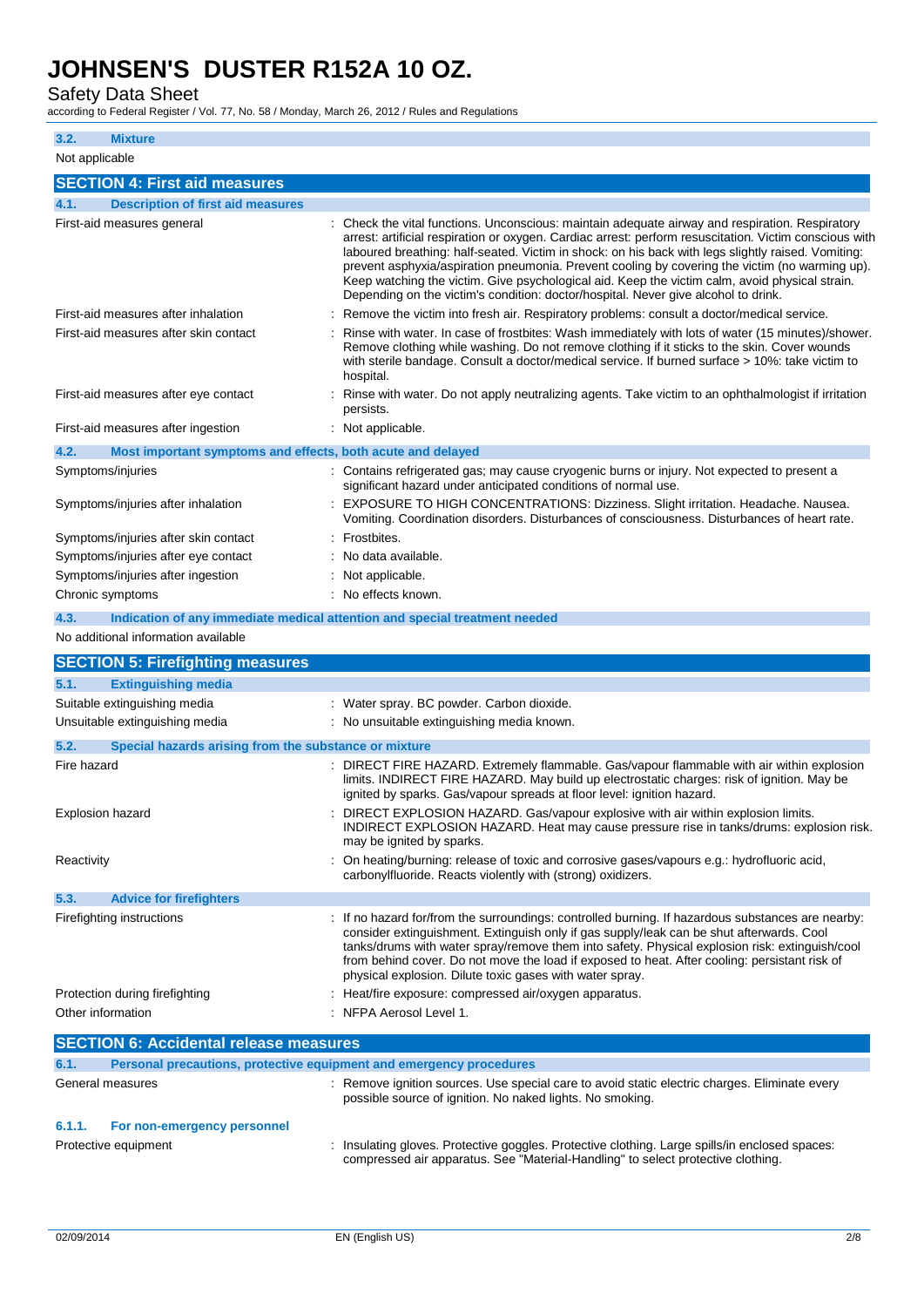### 3.2. Mixture

Not applicable

## SECTION 4: First aid measures

### 4.1. Description of first aid measures

| | |
|---|---|
| First-aid measures general | : Check the vital functions. Unconscious: maintain adequate airway and respiration. Respiratory arrest: artificial respiration or oxygen. Cardiac arrest: perform resuscitation. Victim conscious with laboured breathing: half-seated. Victim in shock: on his back with legs slightly raised. Vomiting: prevent asphyxia/aspiration pneumonia. Prevent cooling by covering the victim (no warming up). Keep watching the victim. Give psychological aid. Keep the victim calm, avoid physical strain. Depending on the victim's condition: doctor/hospital. Never give alcohol to drink. |
| First-aid measures after inhalation | : Remove the victim into fresh air. Respiratory problems: consult a doctor/medical service. |
| First-aid measures after skin contact | : Rinse with water. In case of frostbites: Wash immediately with lots of water (15 minutes)/shower. Remove clothing while washing. Do not remove clothing if it sticks to the skin. Cover wounds with sterile bandage. Consult a doctor/medical service. If burned surface > 10%: take victim to hospital. |
| First-aid measures after eye contact | : Rinse with water. Do not apply neutralizing agents. Take victim to an ophthalmologist if irritation persists. |
| First-aid measures after ingestion | : Not applicable. |

### 4.2. Most important symptoms and effects, both acute and delayed

| | |
|---|---|
| Symptoms/injuries | : Contains refrigerated gas; may cause cryogenic burns or injury. Not expected to present a significant hazard under anticipated conditions of normal use. |
| Symptoms/injuries after inhalation | : EXPOSURE TO HIGH CONCENTRATIONS: Dizziness. Slight irritation. Headache. Nausea. Vomiting. Coordination disorders. Disturbances of consciousness. Disturbances of heart rate. |
| Symptoms/injuries after skin contact | : Frostbites. |
| Symptoms/injuries after eye contact | : No data available. |
| Symptoms/injuries after ingestion | : Not applicable. |
| Chronic symptoms | : No effects known. |

### 4.3. Indication of any immediate medical attention and special treatment needed

No additional information available

## SECTION 5: Firefighting measures

### 5.1. Extinguishing media

| | |
|---|---|
| Suitable extinguishing media | : Water spray. BC powder. Carbon dioxide. |
| Unsuitable extinguishing media | : No unsuitable extinguishing media known. |

### 5.2. Special hazards arising from the substance or mixture

| | |
|---|---|
| Fire hazard | : DIRECT FIRE HAZARD. Extremely flammable. Gas/vapour flammable with air within explosion limits. INDIRECT FIRE HAZARD. May build up electrostatic charges: risk of ignition. May be ignited by sparks. Gas/vapour spreads at floor level: ignition hazard. |
| Explosion hazard | : DIRECT EXPLOSION HAZARD. Gas/vapour explosive with air within explosion limits. INDIRECT EXPLOSION HAZARD. Heat may cause pressure rise in tanks/drums: explosion risk. may be ignited by sparks. |
| Reactivity | : On heating/burning: release of toxic and corrosive gases/vapours e.g.: hydrofluoric acid, carbonylfluoride. Reacts violently with (strong) oxidizers. |

### 5.3. Advice for firefighters

| | |
|---|---|
| Firefighting instructions | : If no hazard for/from the surroundings: controlled burning. If hazardous substances are nearby: consider extinguishment. Extinguish only if gas supply/leak can be shut afterwards. Cool tanks/drums with water spray/remove them into safety. Physical explosion risk: extinguish/cool from behind cover. Do not move the load if exposed to heat. After cooling: persistant risk of physical explosion. Dilute toxic gases with water spray. |
| Protection during firefighting | : Heat/fire exposure: compressed air/oxygen apparatus. |
| Other information | : NFPA Aerosol Level 1. |

## SECTION 6: Accidental release measures

### 6.1. Personal precautions, protective equipment and emergency procedures

| | |
|---|---|
| General measures | : Remove ignition sources. Use special care to avoid static electric charges. Eliminate every possible source of ignition. No naked lights. No smoking. |

#### 6.1.1. For non-emergency personnel

| | |
|---|---|
| Protective equipment | : Insulating gloves. Protective goggles. Protective clothing. Large spills/in enclosed spaces: compressed air apparatus. See "Material-Handling" to select protective clothing. |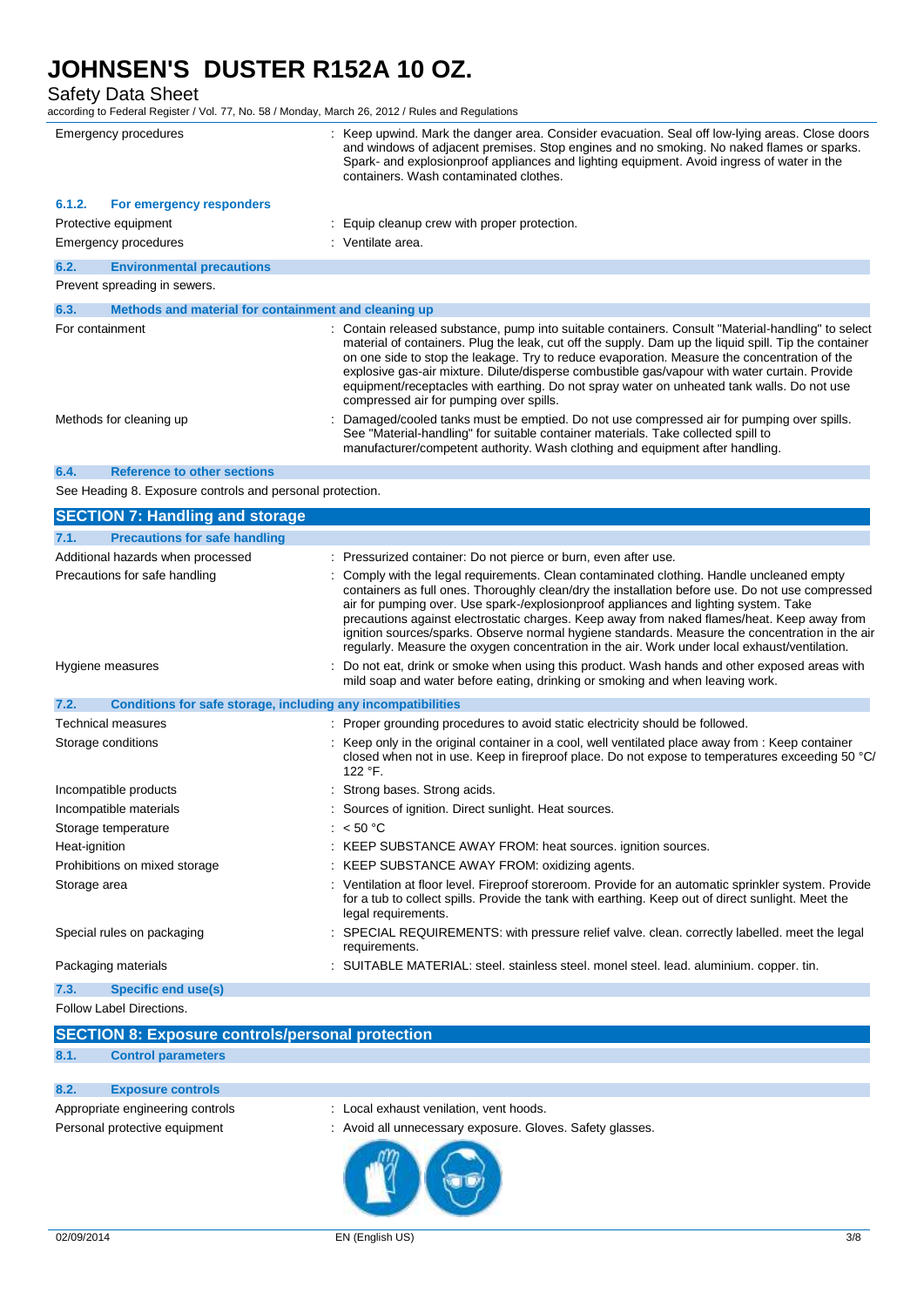# JOHNSEN'S DUSTER R152A 10 OZ.

Safety Data Sheet

according to Federal Register / Vol. 77, No. 58 / Monday, March 26, 2012 / Rules and Regulations

| | |
|---|---|
| Emergency procedures | : Keep upwind. Mark the danger area. Consider evacuation. Seal off low-lying areas. Close doors and windows of adjacent premises. Stop engines and no smoking. No naked flames or sparks. Spark- and explosionproof appliances and lighting equipment. Avoid ingress of water in the containers. Wash contaminated clothes. |

### 6.1.2. For emergency responders

| | |
|---|---|
| Protective equipment | : Equip cleanup crew with proper protection. |
| Emergency procedures | : Ventilate area. |

### 6.2. Environmental precautions

Prevent spreading in sewers.

### 6.3. Methods and material for containment and cleaning up

| | |
|---|---|
| For containment | : Contain released substance, pump into suitable containers. Consult "Material-handling" to select material of containers. Plug the leak, cut off the supply. Dam up the liquid spill. Tip the container on one side to stop the leakage. Try to reduce evaporation. Measure the concentration of the explosive gas-air mixture. Dilute/disperse combustible gas/vapour with water curtain. Provide equipment/receptacles with earthing. Do not spray water on unheated tank walls. Do not use compressed air for pumping over spills. |
| Methods for cleaning up | : Damaged/cooled tanks must be emptied. Do not use compressed air for pumping over spills. See "Material-handling" for suitable container materials. Take collected spill to manufacturer/competent authority. Wash clothing and equipment after handling. |

### 6.4. Reference to other sections

See Heading 8. Exposure controls and personal protection.

## SECTION 7: Handling and storage

### 7.1. Precautions for safe handling

| | |
|---|---|
| Additional hazards when processed | : Pressurized container: Do not pierce or burn, even after use. |
| Precautions for safe handling | : Comply with the legal requirements. Clean contaminated clothing. Handle uncleaned empty containers as full ones. Thoroughly clean/dry the installation before use. Do not use compressed air for pumping over. Use spark-/explosionproof appliances and lighting system. Take precautions against electrostatic charges. Keep away from naked flames/heat. Keep away from ignition sources/sparks. Observe normal hygiene standards. Measure the concentration in the air regularly. Measure the oxygen concentration in the air. Work under local exhaust/ventilation. |
| Hygiene measures | : Do not eat, drink or smoke when using this product. Wash hands and other exposed areas with mild soap and water before eating, drinking or smoking and when leaving work. |

### 7.2. Conditions for safe storage, including any incompatibilities

| | |
|---|---|
| Technical measures | : Proper grounding procedures to avoid static electricity should be followed. |
| Storage conditions | : Keep only in the original container in a cool, well ventilated place away from : Keep container closed when not in use. Keep in fireproof place. Do not expose to temperatures exceeding 50 °C/ 122 °F. |
| Incompatible products | : Strong bases. Strong acids. |
| Incompatible materials | : Sources of ignition. Direct sunlight. Heat sources. |
| Storage temperature | : < 50 °C |
| Heat-ignition | : KEEP SUBSTANCE AWAY FROM: heat sources. ignition sources. |
| Prohibitions on mixed storage | : KEEP SUBSTANCE AWAY FROM: oxidizing agents. |
| Storage area | : Ventilation at floor level. Fireproof storeroom. Provide for an automatic sprinkler system. Provide for a tub to collect spills. Provide the tank with earthing. Keep out of direct sunlight. Meet the legal requirements. |
| Special rules on packaging | : SPECIAL REQUIREMENTS: with pressure relief valve. clean. correctly labelled. meet the legal requirements. |
| Packaging materials | : SUITABLE MATERIAL: steel. stainless steel. monel steel. lead. aluminium. copper. tin. |

### 7.3. Specific end use(s)

Follow Label Directions.

## SECTION 8: Exposure controls/personal protection

### 8.1. Control parameters

### 8.2. Exposure controls

| | |
|---|---|
| Appropriate engineering controls | : Local exhaust venilation, vent hoods. |
| Personal protective equipment | : Avoid all unnecessary exposure. Gloves. Safety glasses. |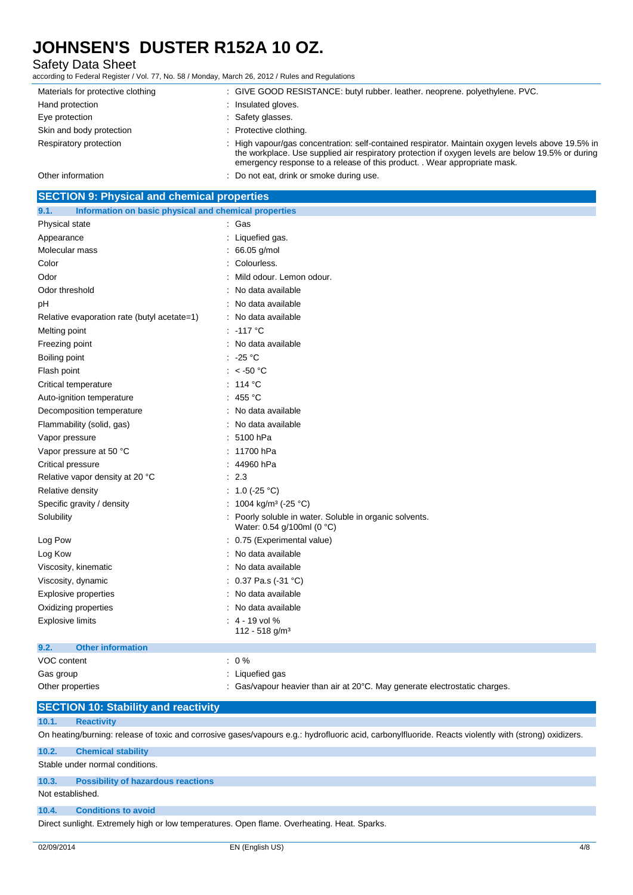| | |
|---|---|
| Materials for protective clothing | : GIVE GOOD RESISTANCE: butyl rubber. leather. neoprene. polyethylene. PVC. |
| Hand protection | : Insulated gloves. |
| Eye protection | : Safety glasses. |
| Skin and body protection | : Protective clothing. |
| Respiratory protection | : High vapour/gas concentration: self-contained respirator. Maintain oxygen levels above 19.5% in the workplace. Use supplied air respiratory protection if oxygen levels are below 19.5% or during emergency response to a release of this product. . Wear appropriate mask. |
| Other information | : Do not eat, drink or smoke during use. |

## SECTION 9: Physical and chemical properties

### 9.1. Information on basic physical and chemical properties

| | |
|---|---|
| Physical state | : Gas |
| Appearance | : Liquefied gas. |
| Molecular mass | : 66.05 g/mol |
| Color | : Colourless. |
| Odor | : Mild odour. Lemon odour. |
| Odor threshold | : No data available |
| pH | : No data available |
| Relative evaporation rate (butyl acetate=1) | : No data available |
| Melting point | : -117 °C |
| Freezing point | : No data available |
| Boiling point | : -25 °C |
| Flash point | : < -50 °C |
| Critical temperature | : 114 °C |
| Auto-ignition temperature | : 455 °C |
| Decomposition temperature | : No data available |
| Flammability (solid, gas) | : No data available |
| Vapor pressure | : 5100 hPa |
| Vapor pressure at 50 °C | : 11700 hPa |
| Critical pressure | : 44960 hPa |
| Relative vapor density at 20 °C | : 2.3 |
| Relative density | : 1.0 (-25 °C) |
| Specific gravity / density | : 1004 kg/m³ (-25 °C) |
| Solubility | : Poorly soluble in water. Soluble in organic solvents. Water: 0.54 g/100ml (0 °C) |
| Log Pow | : 0.75 (Experimental value) |
| Log Kow | : No data available |
| Viscosity, kinematic | : No data available |
| Viscosity, dynamic | : 0.37 Pa.s (-31 °C) |
| Explosive properties | : No data available |
| Oxidizing properties | : No data available |
| Explosive limits | : 4 - 19 vol % 112 - 518 g/m³ |

### 9.2. Other information

| | |
|---|---|
| VOC content | : 0 % |
| Gas group | : Liquefied gas |
| Other properties | : Gas/vapour heavier than air at 20°C. May generate electrostatic charges. |

## SECTION 10: Stability and reactivity

### 10.1. Reactivity

On heating/burning: release of toxic and corrosive gases/vapours e.g.: hydrofluoric acid, carbonylfluoride. Reacts violently with (strong) oxidizers.

### 10.2. Chemical stability

Stable under normal conditions.

### 10.3. Possibility of hazardous reactions

Not established.

### 10.4. Conditions to avoid

Direct sunlight. Extremely high or low temperatures. Open flame. Overheating. Heat. Sparks.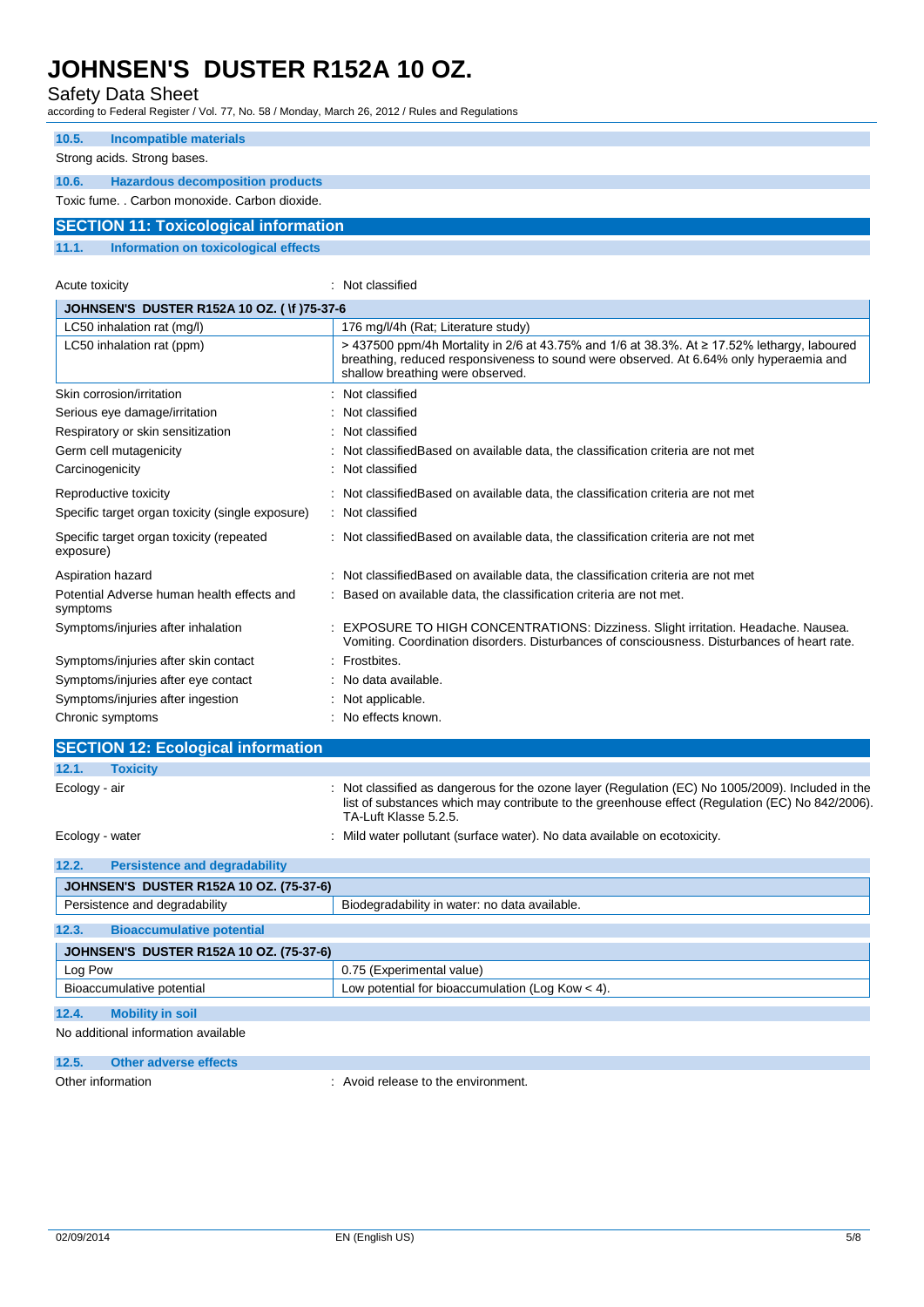### 10.5. Incompatible materials

Strong acids. Strong bases.

### 10.6. Hazardous decomposition products

Toxic fume. . Carbon monoxide. Carbon dioxide.

## SECTION 11: Toxicological information

### 11.1. Information on toxicological effects

Acute toxicity : Not classified

| JOHNSEN'S DUSTER R152A 10 OZ. ( \f )75-37-6 | |
|---|---|
| LC50 inhalation rat (mg/l) | 176 mg/l/4h (Rat; Literature study) |
| LC50 inhalation rat (ppm) | > 437500 ppm/4h Mortality in 2/6 at 43.75% and 1/6 at 38.3%. At ≥ 17.52% lethargy, laboured breathing, reduced responsiveness to sound were observed. At 6.64% only hyperaemia and shallow breathing were observed. |

Skin corrosion/irritation : Not classified

Serious eye damage/irritation : Not classified

Respiratory or skin sensitization : Not classified

Germ cell mutagenicity : Not classifiedBased on available data, the classification criteria are not met

Carcinogenicity : Not classified

Reproductive toxicity : Not classifiedBased on available data, the classification criteria are not met

Specific target organ toxicity (single exposure) : Not classified

Specific target organ toxicity (repeated exposure) : Not classifiedBased on available data, the classification criteria are not met

Aspiration hazard : Not classifiedBased on available data, the classification criteria are not met

Potential Adverse human health effects and symptoms : Based on available data, the classification criteria are not met.

Symptoms/injuries after inhalation : EXPOSURE TO HIGH CONCENTRATIONS: Dizziness. Slight irritation. Headache. Nausea. Vomiting. Coordination disorders. Disturbances of consciousness. Disturbances of heart rate.

Symptoms/injuries after skin contact : Frostbites.

Symptoms/injuries after eye contact : No data available.

Symptoms/injuries after ingestion : Not applicable.

Chronic symptoms : No effects known.

## SECTION 12: Ecological information

### 12.1. Toxicity

Ecology - air : Not classified as dangerous for the ozone layer (Regulation (EC) No 1005/2009). Included in the list of substances which may contribute to the greenhouse effect (Regulation (EC) No 842/2006). TA-Luft Klasse 5.2.5.

Ecology - water : Mild water pollutant (surface water). No data available on ecotoxicity.

### 12.2. Persistence and degradability

| JOHNSEN'S DUSTER R152A 10 OZ. (75-37-6) | |
|---|---|
| Persistence and degradability | Biodegradability in water: no data available. |

### 12.3. Bioaccumulative potential

| JOHNSEN'S DUSTER R152A 10 OZ. (75-37-6) | |
|---|---|
| Log Pow | 0.75 (Experimental value) |
| Bioaccumulative potential | Low potential for bioaccumulation (Log Kow < 4). |

### 12.4. Mobility in soil

No additional information available

### 12.5. Other adverse effects

Other information : Avoid release to the environment.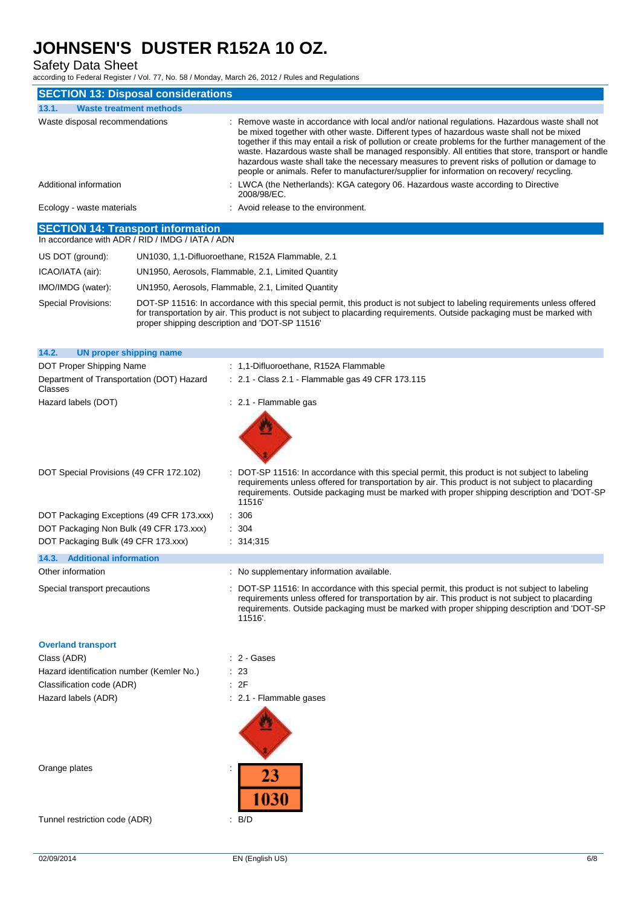## SECTION 13: Disposal considerations

### 13.1. Waste treatment methods

| | |
|---|---|
| Waste disposal recommendations | : Remove waste in accordance with local and/or national regulations. Hazardous waste shall not be mixed together with other waste. Different types of hazardous waste shall not be mixed together if this may entail a risk of pollution or create problems for the further management of the waste. Hazardous waste shall be managed responsibly. All entities that store, transport or handle hazardous waste shall take the necessary measures to prevent risks of pollution or damage to people or animals. Refer to manufacturer/supplier for information on recovery/ recycling. |
| Additional information | : LWCA (the Netherlands): KGA category 06. Hazardous waste according to Directive 2008/98/EC. |
| Ecology - waste materials | : Avoid release to the environment. |

## SECTION 14: Transport information

In accordance with ADR / RID / IMDG / IATA / ADN

| | |
|---|---|
| US DOT (ground): | UN1030, 1,1-Difluoroethane, R152A Flammable, 2.1 |
| ICAO/IATA (air): | UN1950, Aerosols, Flammable, 2.1, Limited Quantity |
| IMO/IMDG (water): | UN1950, Aerosols, Flammable, 2.1, Limited Quantity |
| Special Provisions: | DOT-SP 11516: In accordance with this special permit, this product is not subject to labeling requirements unless offered for transportation by air. This product is not subject to placarding requirements. Outside packaging must be marked with proper shipping description and 'DOT-SP 11516' |

### 14.2. UN proper shipping name

| | |
|---|---|
| DOT Proper Shipping Name | : 1,1-Difluoroethane, R152A Flammable |
| Department of Transportation (DOT) Hazard Classes | : 2.1 - Class 2.1 - Flammable gas 49 CFR 173.115 |
| Hazard labels (DOT) | : 2.1 - Flammable gas |
| DOT Special Provisions (49 CFR 172.102) | : DOT-SP 11516: In accordance with this special permit, this product is not subject to labeling requirements unless offered for transportation by air. This product is not subject to placarding requirements. Outside packaging must be marked with proper shipping description and 'DOT-SP 11516' |
| DOT Packaging Exceptions (49 CFR 173.xxx) | : 306 |
| DOT Packaging Non Bulk (49 CFR 173.xxx) | : 304 |
| DOT Packaging Bulk (49 CFR 173.xxx) | : 314;315 |

### 14.3. Additional information

| | |
|---|---|
| Other information | : No supplementary information available. |
| Special transport precautions | : DOT-SP 11516: In accordance with this special permit, this product is not subject to labeling requirements unless offered for transportation by air. This product is not subject to placarding requirements. Outside packaging must be marked with proper shipping description and 'DOT-SP 11516'. |

**Overland transport**

| | |
|---|---|
| Class (ADR) | : 2 - Gases |
| Hazard identification number (Kemler No.) | : 23 |
| Classification code (ADR) | : 2F |
| Hazard labels (ADR) | : 2.1 - Flammable gases |
| Orange plates | : 23 / 1030 |
| Tunnel restriction code (ADR) | : B/D |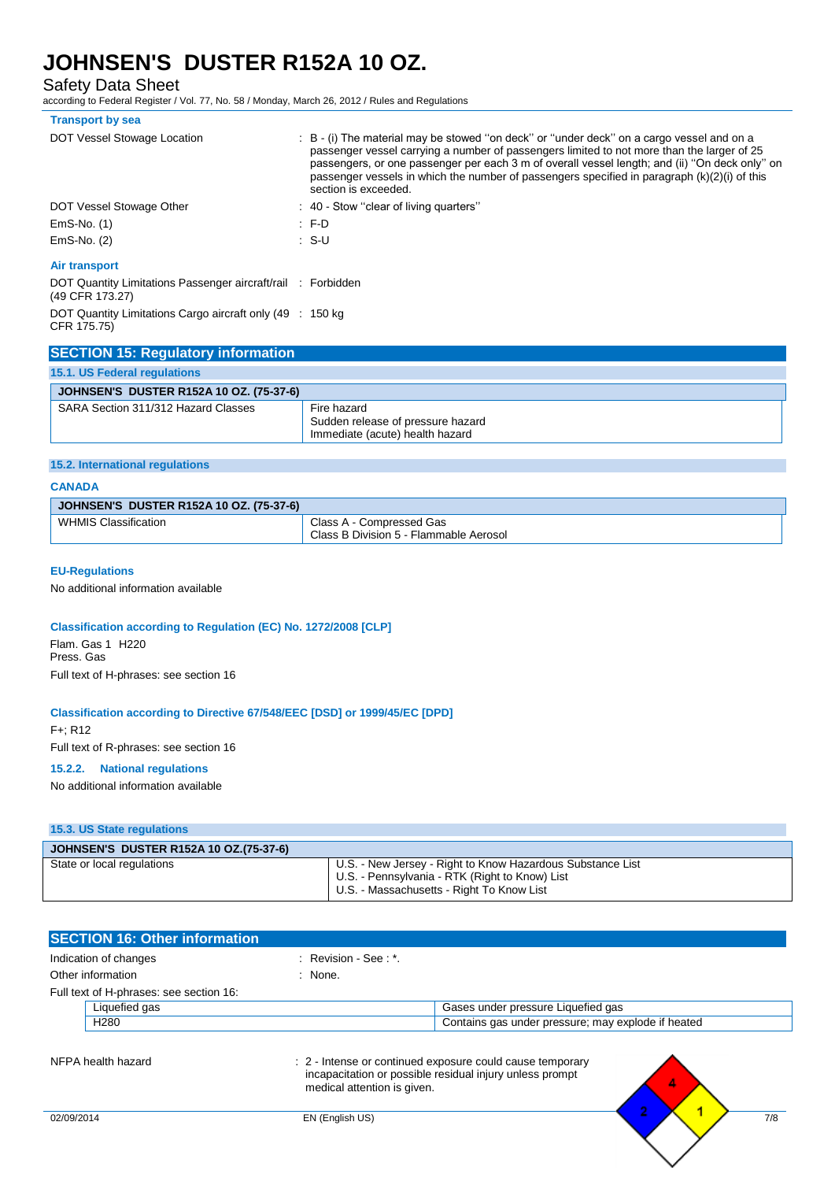**Transport by sea**

DOT Vessel Stowage Location : B - (i) The material may be stowed ''on deck'' or ''under deck'' on a cargo vessel and on a passenger vessel carrying a number of passengers limited to not more than the larger of 25 passengers, or one passenger per each 3 m of overall vessel length; and (ii) ''On deck only'' on passenger vessels in which the number of passengers specified in paragraph (k)(2)(i) of this section is exceeded.

DOT Vessel Stowage Other : 40 - Stow ''clear of living quarters''

EmS-No. (1) : F-D

EmS-No. (2) : S-U

**Air transport**

DOT Quantity Limitations Passenger aircraft/rail (49 CFR 173.27) : Forbidden

DOT Quantity Limitations Cargo aircraft only (49 CFR 175.75) : 150 kg

## SECTION 15: Regulatory information

### 15.1. US Federal regulations

| JOHNSEN'S DUSTER R152A 10 OZ. (75-37-6) | |
|---|---|
| SARA Section 311/312 Hazard Classes | Fire hazard<br>Sudden release of pressure hazard<br>Immediate (acute) health hazard |

### 15.2. International regulations

**CANADA**

| JOHNSEN'S DUSTER R152A 10 OZ. (75-37-6) | |
|---|---|
| WHMIS Classification | Class A - Compressed Gas<br>Class B Division 5 - Flammable Aerosol |

**EU-Regulations**

No additional information available

**Classification according to Regulation (EC) No. 1272/2008 [CLP]**

Flam. Gas 1 H220
Press. Gas

Full text of H-phrases: see section 16

**Classification according to Directive 67/548/EEC [DSD] or 1999/45/EC [DPD]**

F+; R12

Full text of R-phrases: see section 16

#### 15.2.2. National regulations

No additional information available

### 15.3. US State regulations

| JOHNSEN'S DUSTER R152A 10 OZ.(75-37-6) | |
|---|---|
| State or local regulations | U.S. - New Jersey - Right to Know Hazardous Substance List<br>U.S. - Pennsylvania - RTK (Right to Know) List<br>U.S. - Massachusetts - Right To Know List |

## SECTION 16: Other information

Indication of changes : Revision - See : *.

Other information : None.

Full text of H-phrases: see section 16:

| | |
|---|---|
| Liquefied gas | Gases under pressure Liquefied gas |
| H280 | Contains gas under pressure; may explode if heated |

NFPA health hazard : 2 - Intense or continued exposure could cause temporary incapacitation or possible residual injury unless prompt medical attention is given.

4 2 1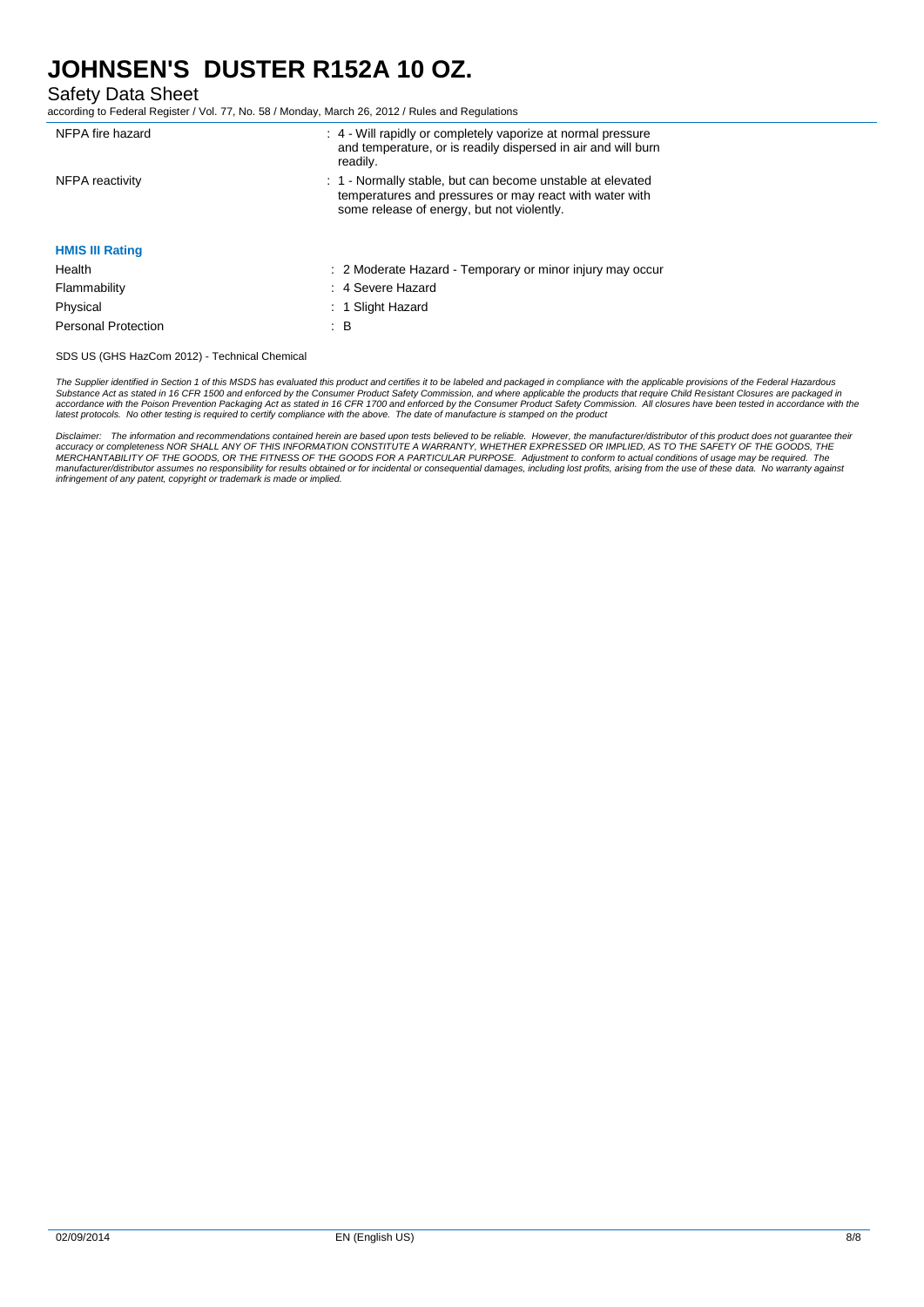| | |
|---|---|
| NFPA fire hazard | : 4 - Will rapidly or completely vaporize at normal pressure and temperature, or is readily dispersed in air and will burn readily. |
| NFPA reactivity | : 1 - Normally stable, but can become unstable at elevated temperatures and pressures or may react with water with some release of energy, but not violently. |

### HMIS III Rating

| | |
|---|---|
| Health | : 2 Moderate Hazard - Temporary or minor injury may occur |
| Flammability | : 4 Severe Hazard |
| Physical | : 1 Slight Hazard |
| Personal Protection | : B |

SDS US (GHS HazCom 2012) - Technical Chemical

*The Supplier identified in Section 1 of this MSDS has evaluated this product and certifies it to be labeled and packaged in compliance with the applicable provisions of the Federal Hazardous Substance Act as stated in 16 CFR 1500 and enforced by the Consumer Product Safety Commission, and where applicable the products that require Child Resistant Closures are packaged in accordance with the Poison Prevention Packaging Act as stated in 16 CFR 1700 and enforced by the Consumer Product Safety Commission. All closures have been tested in accordance with the latest protocols. No other testing is required to certify compliance with the above. The date of manufacture is stamped on the product*

*Disclaimer: The information and recommendations contained herein are based upon tests believed to be reliable. However, the manufacturer/distributor of this product does not guarantee their accuracy or completeness NOR SHALL ANY OF THIS INFORMATION CONSTITUTE A WARRANTY, WHETHER EXPRESSED OR IMPLIED, AS TO THE SAFETY OF THE GOODS, THE MERCHANTABILITY OF THE GOODS, OR THE FITNESS OF THE GOODS FOR A PARTICULAR PURPOSE. Adjustment to conform to actual conditions of usage may be required. The manufacturer/distributor assumes no responsibility for results obtained or for incidental or consequential damages, including lost profits, arising from the use of these data. No warranty against infringement of any patent, copyright or trademark is made or implied.*